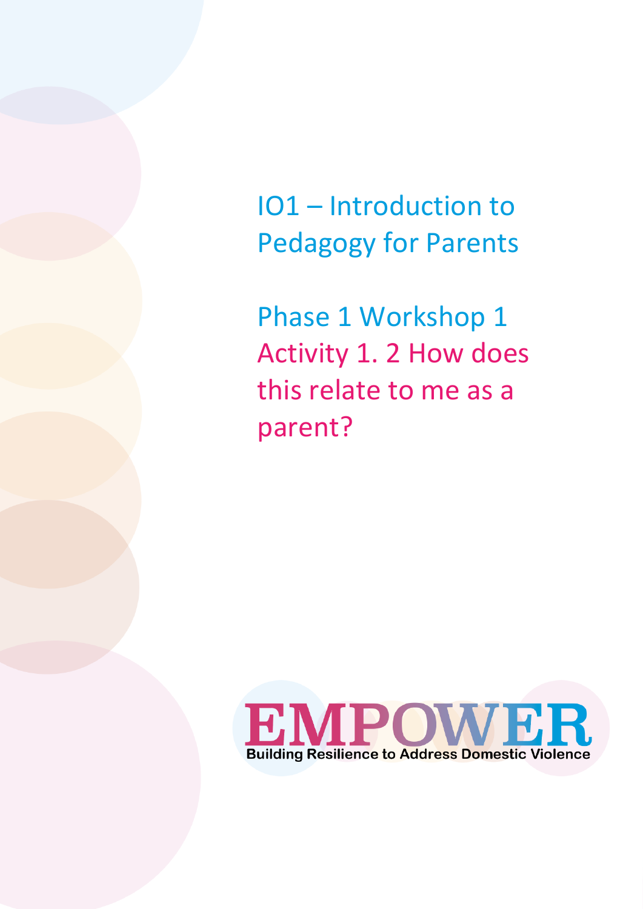# IO1 – Introduction to Pedagogy for Parents

## Phase 1 Workshop 1

## Activity 1. 2 How does this relate to me as a parent?

EMPOWER

Building Resilience to Address Domestic Violence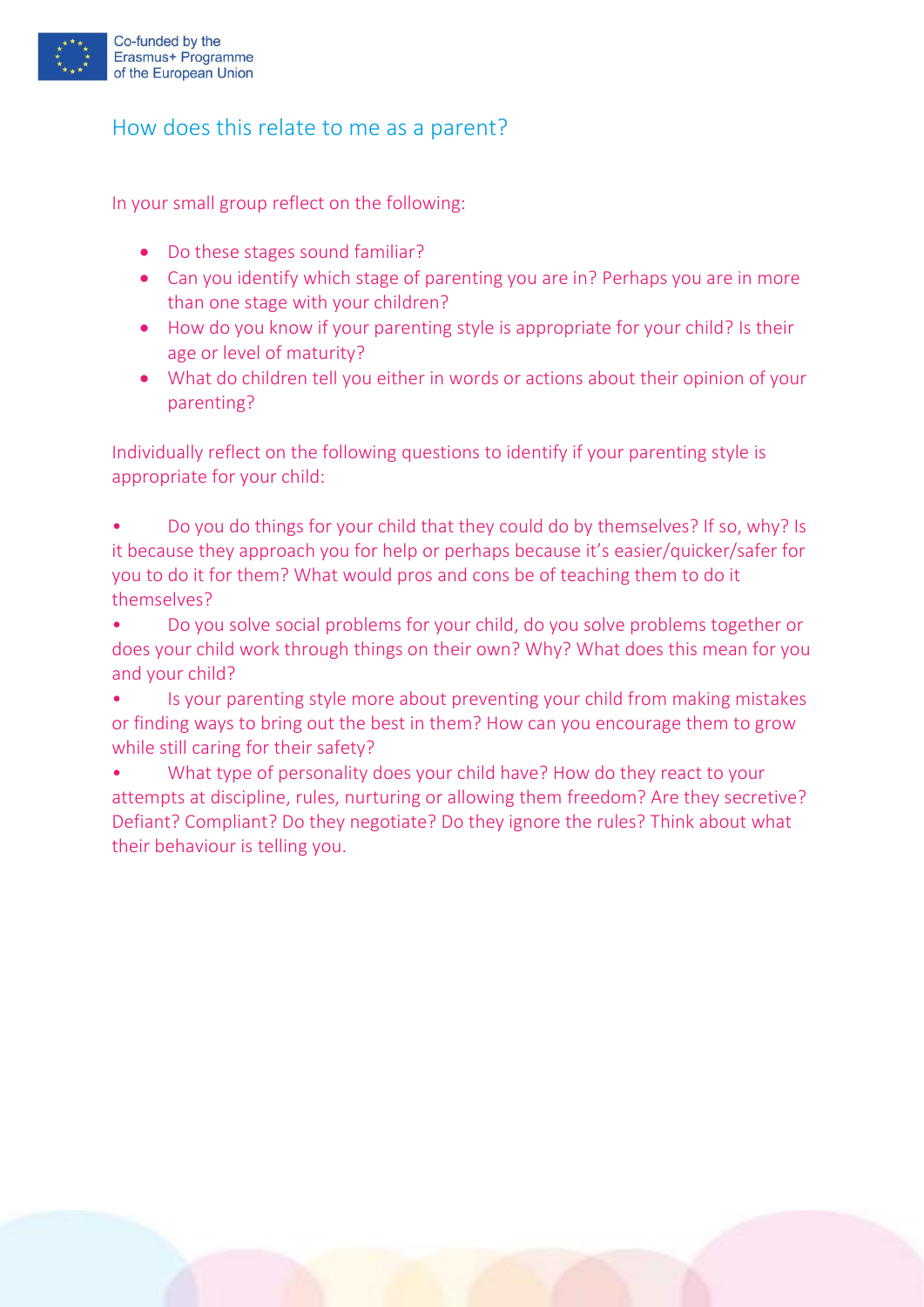## How does this relate to me as a parent?

In your small group reflect on the following:

- Do these stages sound familiar?
- Can you identify which stage of parenting you are in? Perhaps you are in more than one stage with your children?
- How do you know if your parenting style is appropriate for your child? Is their age or level of maturity?
- What do children tell you either in words or actions about their opinion of your parenting?

Individually reflect on the following questions to identify if your parenting style is appropriate for your child:

- Do you do things for your child that they could do by themselves? If so, why? Is it because they approach you for help or perhaps because it's easier/quicker/safer for you to do it for them? What would pros and cons be of teaching them to do it themselves?
- Do you solve social problems for your child, do you solve problems together or does your child work through things on their own? Why? What does this mean for you and your child?
- Is your parenting style more about preventing your child from making mistakes or finding ways to bring out the best in them? How can you encourage them to grow while still caring for their safety?
- What type of personality does your child have? How do they react to your attempts at discipline, rules, nurturing or allowing them freedom? Are they secretive? Defiant? Compliant? Do they negotiate? Do they ignore the rules? Think about what their behaviour is telling you.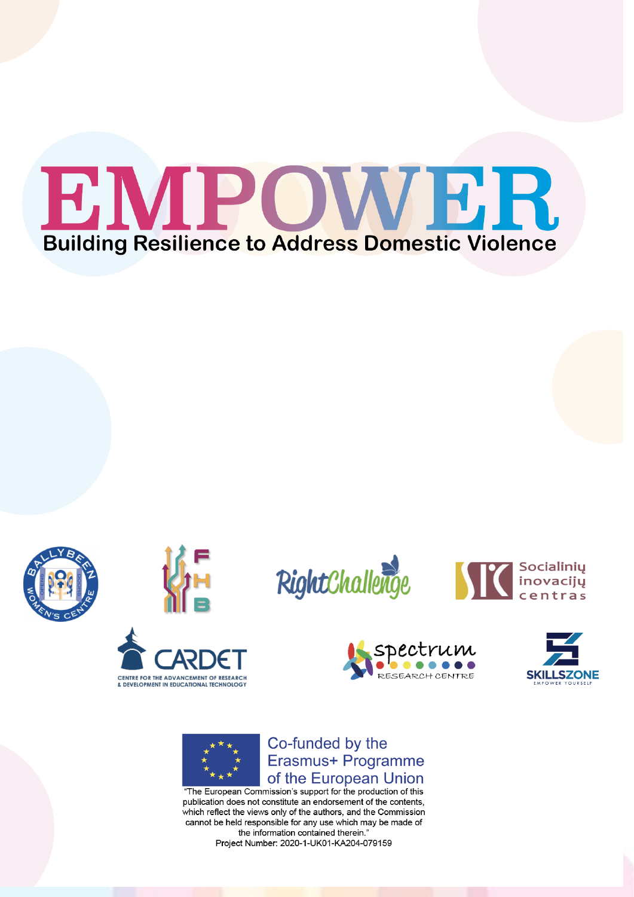# EMPOWER

## Building Resilience to Address Domestic Violence

Co-funded by the Erasmus+ Programme of the European Union

"The European Commission's support for the production of this publication does not constitute an endorsement of the contents, which reflect the views only of the authors, and the Commission cannot be held responsible for any use which may be made of the information contained therein."

Project Number: 2020-1-UK01-KA204-079159